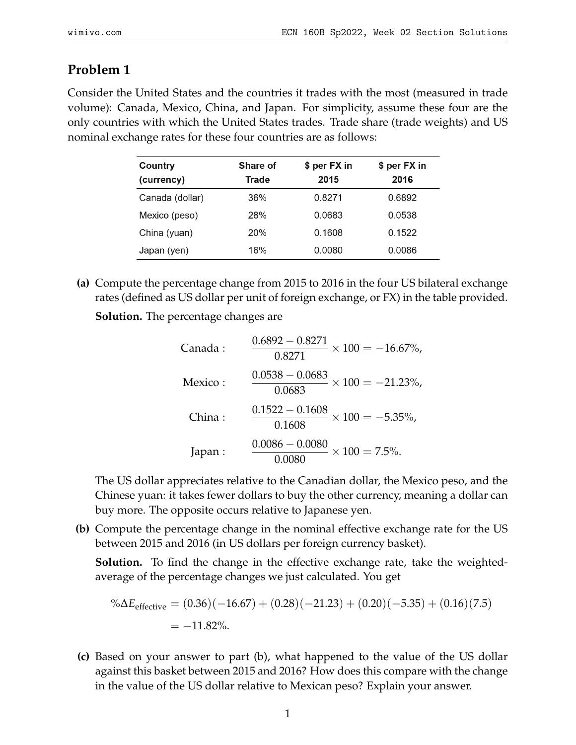## Problem 1

Consider the United States and the countries it trades with the most (measured in trade volume): Canada, Mexico, China, and Japan. For simplicity, assume these four are the only countries with which the United States trades. Trade share (trade weights) and US nominal exchange rates for these four countries are as follows:

| Country (currency) | Share of Trade | $ per FX in 2015 | $ per FX in 2016 |
|---|---|---|---|
| Canada (dollar) | 36% | 0.8271 | 0.6892 |
| Mexico (peso) | 28% | 0.0683 | 0.0538 |
| China (yuan) | 20% | 0.1608 | 0.1522 |
| Japan (yen) | 16% | 0.0080 | 0.0086 |

**(a)** Compute the percentage change from 2015 to 2016 in the four US bilateral exchange rates (defined as US dollar per unit of foreign exchange, or FX) in the table provided.

**Solution.** The percentage changes are

$$\text{Canada}: \quad \frac{0.6892 - 0.8271}{0.8271} \times 100 = -16.67\%,$$

$$\text{Mexico}: \quad \frac{0.0538 - 0.0683}{0.0683} \times 100 = -21.23\%,$$

$$\text{China}: \quad \frac{0.1522 - 0.1608}{0.1608} \times 100 = -5.35\%,$$

$$\text{Japan}: \quad \frac{0.0086 - 0.0080}{0.0080} \times 100 = 7.5\%.$$

The US dollar appreciates relative to the Canadian dollar, the Mexico peso, and the Chinese yuan: it takes fewer dollars to buy the other currency, meaning a dollar can buy more. The opposite occurs relative to Japanese yen.

**(b)** Compute the percentage change in the nominal effective exchange rate for the US between 2015 and 2016 (in US dollars per foreign currency basket).

**Solution.** To find the change in the effective exchange rate, take the weighted-average of the percentage changes we just calculated. You get

$$
\begin{aligned}
\%\Delta E_{\text{effective}} &= (0.36)(-16.67) + (0.28)(-21.23) + (0.20)(-5.35) + (0.16)(7.5) \\
&= -11.82\%.
\end{aligned}
$$

**(c)** Based on your answer to part (b), what happened to the value of the US dollar against this basket between 2015 and 2016? How does this compare with the change in the value of the US dollar relative to Mexican peso? Explain your answer.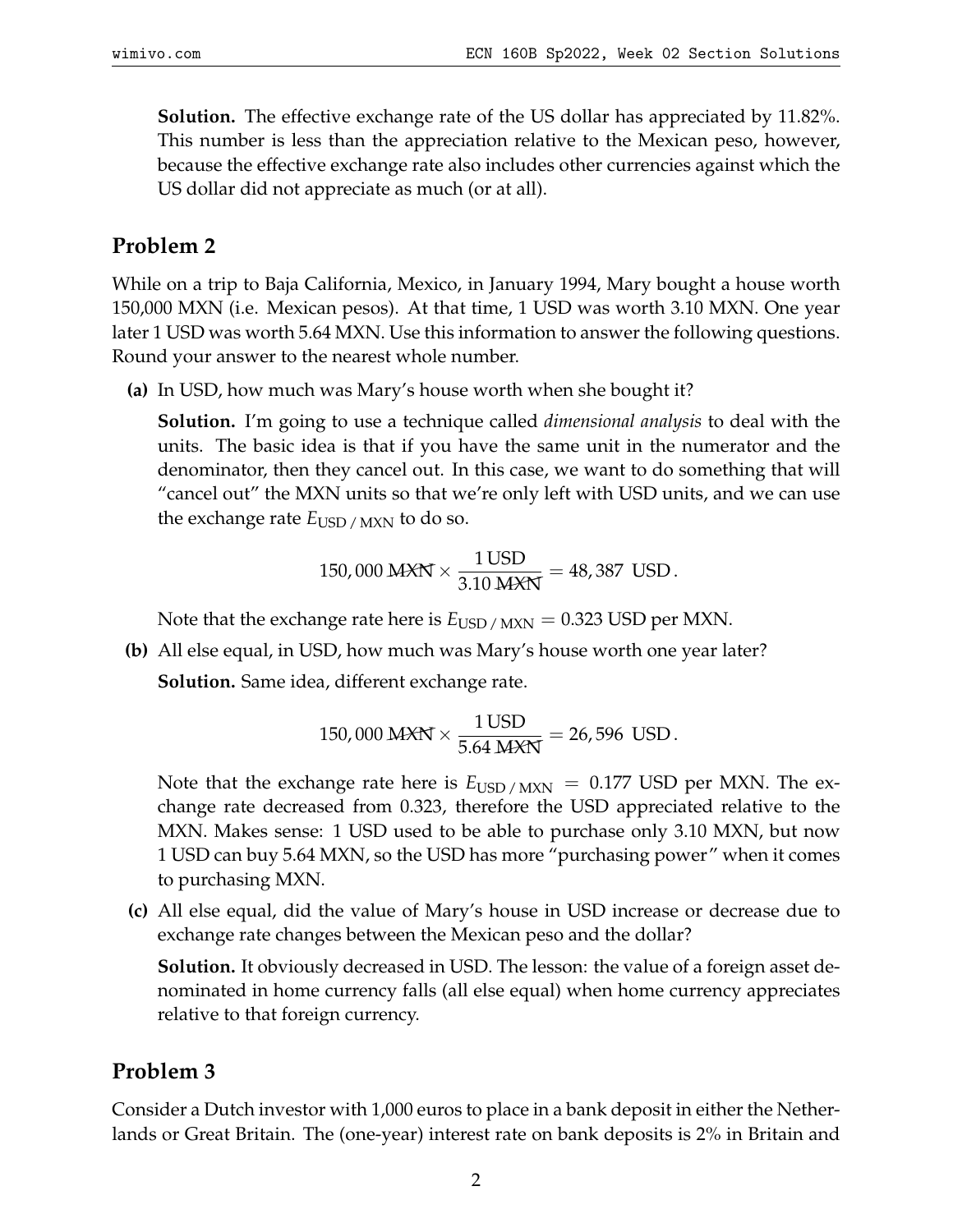**Solution.** The effective exchange rate of the US dollar has appreciated by 11.82%. This number is less than the appreciation relative to the Mexican peso, however, because the effective exchange rate also includes other currencies against which the US dollar did not appreciate as much (or at all).

## Problem 2

While on a trip to Baja California, Mexico, in January 1994, Mary bought a house worth 150,000 MXN (i.e. Mexican pesos). At that time, 1 USD was worth 3.10 MXN. One year later 1 USD was worth 5.64 MXN. Use this information to answer the following questions. Round your answer to the nearest whole number.

**(a)** In USD, how much was Mary's house worth when she bought it?

**Solution.** I'm going to use a technique called *dimensional analysis* to deal with the units. The basic idea is that if you have the same unit in the numerator and the denominator, then they cancel out. In this case, we want to do something that will "cancel out" the MXN units so that we're only left with USD units, and we can use the exchange rate $E_{\text{USD / MXN}}$ to do so.

$$150,000 \ \cancel{\text{MXN}} \times \frac{1\,\text{USD}}{3.10\,\cancel{\text{MXN}}} = 48,387 \ \text{USD}.$$

Note that the exchange rate here is $E_{\text{USD / MXN}} = 0.323$ USD per MXN.

**(b)** All else equal, in USD, how much was Mary's house worth one year later?

**Solution.** Same idea, different exchange rate.

$$150,000 \ \cancel{\text{MXN}} \times \frac{1\,\text{USD}}{5.64\,\cancel{\text{MXN}}} = 26,596 \ \text{USD}.$$

Note that the exchange rate here is $E_{\text{USD / MXN}} = 0.177$ USD per MXN. The exchange rate decreased from 0.323, therefore the USD appreciated relative to the MXN. Makes sense: 1 USD used to be able to purchase only 3.10 MXN, but now 1 USD can buy 5.64 MXN, so the USD has more "purchasing power" when it comes to purchasing MXN.

**(c)** All else equal, did the value of Mary's house in USD increase or decrease due to exchange rate changes between the Mexican peso and the dollar?

**Solution.** It obviously decreased in USD. The lesson: the value of a foreign asset denominated in home currency falls (all else equal) when home currency appreciates relative to that foreign currency.

## Problem 3

Consider a Dutch investor with 1,000 euros to place in a bank deposit in either the Netherlands or Great Britain. The (one-year) interest rate on bank deposits is 2% in Britain and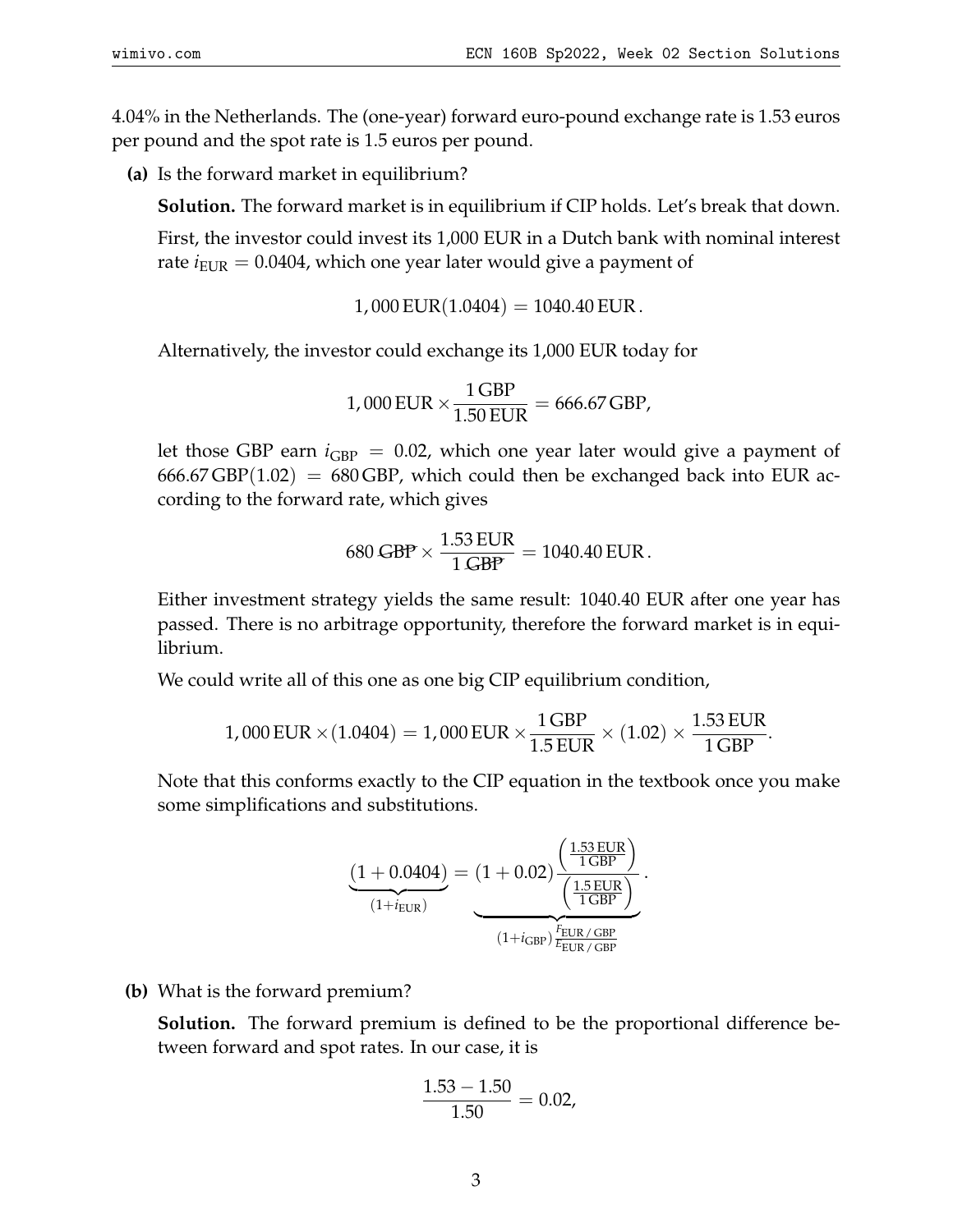4.04% in the Netherlands. The (one-year) forward euro-pound exchange rate is 1.53 euros per pound and the spot rate is 1.5 euros per pound.

**(a)** Is the forward market in equilibrium?

**Solution.** The forward market is in equilibrium if CIP holds. Let's break that down.

First, the investor could invest its 1,000 EUR in a Dutch bank with nominal interest rate $i_{\text{EUR}} = 0.0404$, which one year later would give a payment of

$$1,000\,\text{EUR}(1.0404) = 1040.40\,\text{EUR}.$$

Alternatively, the investor could exchange its 1,000 EUR today for

$$1,000\,\text{EUR} \times \frac{1\,\text{GBP}}{1.50\,\text{EUR}} = 666.67\,\text{GBP},$$

let those GBP earn $i_{\text{GBP}} = 0.02$, which one year later would give a payment of $666.67\,\text{GBP}(1.02) = 680\,\text{GBP}$, which could then be exchanged back into EUR according to the forward rate, which gives

$$680\,\cancel{\text{GBP}} \times \frac{1.53\,\text{EUR}}{1\,\cancel{\text{GBP}}} = 1040.40\,\text{EUR}.$$

Either investment strategy yields the same result: 1040.40 EUR after one year has passed. There is no arbitrage opportunity, therefore the forward market is in equilibrium.

We could write all of this one as one big CIP equilibrium condition,

$$1,000\,\text{EUR} \times (1.0404) = 1,000\,\text{EUR} \times \frac{1\,\text{GBP}}{1.5\,\text{EUR}} \times (1.02) \times \frac{1.53\,\text{EUR}}{1\,\text{GBP}}.$$

Note that this conforms exactly to the CIP equation in the textbook once you make some simplifications and substitutions.

$$\underbrace{(1 + 0.0404)}_{(1+i_{\text{EUR}})} = \underbrace{(1 + 0.02)\frac{\left(\frac{1.53\,\text{EUR}}{1\,\text{GBP}}\right)}{\left(\frac{1.5\,\text{EUR}}{1\,\text{GBP}}\right)}}_{(1+i_{\text{GBP}})\frac{F_{\text{EUR / GBP}}}{E_{\text{EUR / GBP}}}}.$$

**(b)** What is the forward premium?

**Solution.** The forward premium is defined to be the proportional difference between forward and spot rates. In our case, it is

$$\frac{1.53 - 1.50}{1.50} = 0.02,$$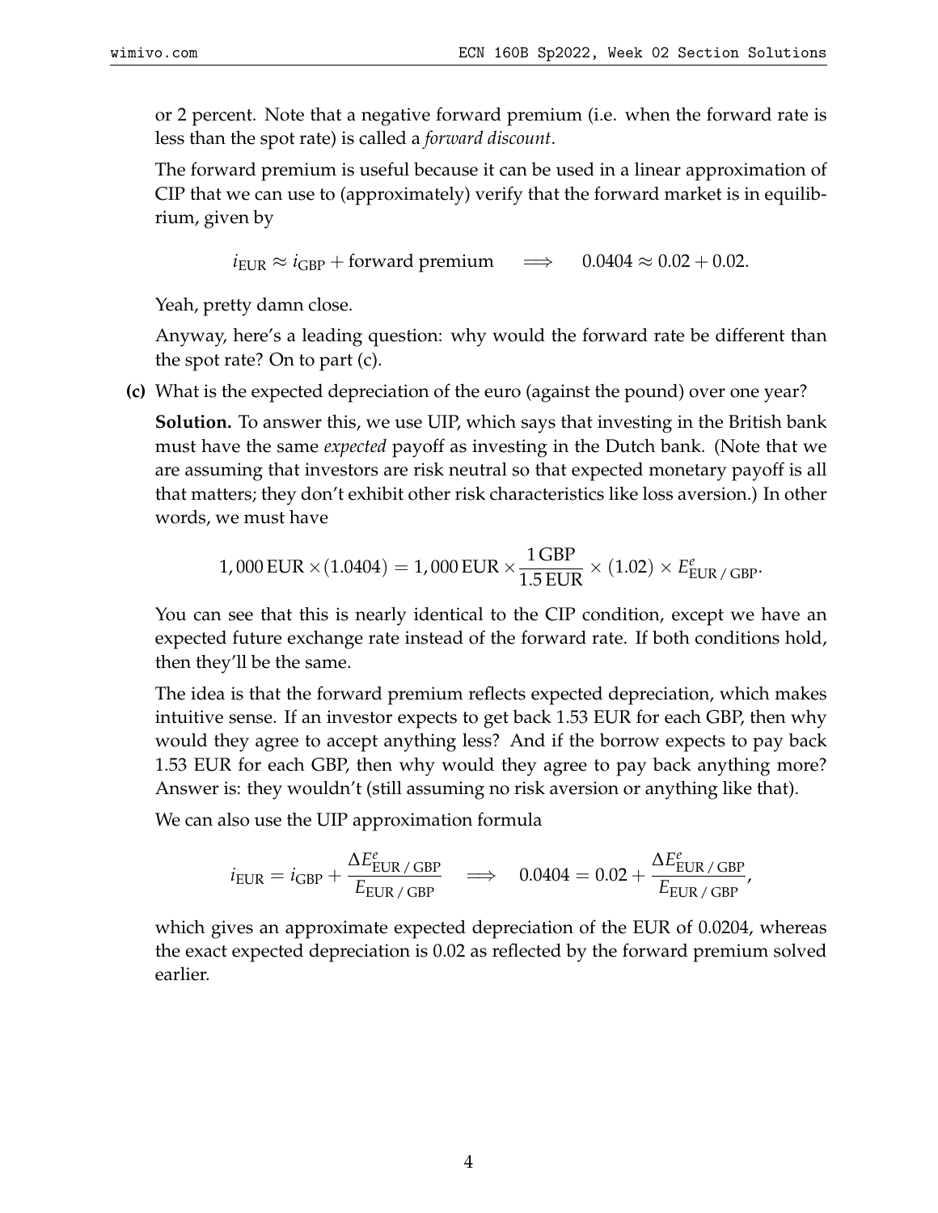or 2 percent. Note that a negative forward premium (i.e. when the forward rate is less than the spot rate) is called a *forward discount*.

The forward premium is useful because it can be used in a linear approximation of CIP that we can use to (approximately) verify that the forward market is in equilibrium, given by

$$i_{\text{EUR}} \approx i_{\text{GBP}} + \text{forward premium} \quad \Longrightarrow \quad 0.0404 \approx 0.02 + 0.02.$$

Yeah, pretty damn close.

Anyway, here's a leading question: why would the forward rate be different than the spot rate? On to part (c).

**(c)** What is the expected depreciation of the euro (against the pound) over one year?

**Solution.** To answer this, we use UIP, which says that investing in the British bank must have the same *expected* payoff as investing in the Dutch bank. (Note that we are assuming that investors are risk neutral so that expected monetary payoff is all that matters; they don't exhibit other risk characteristics like loss aversion.) In other words, we must have

$$1,000\,\text{EUR} \times (1.0404) = 1,000\,\text{EUR} \times \frac{1\,\text{GBP}}{1.5\,\text{EUR}} \times (1.02) \times E^e_{\text{EUR / GBP}}.$$

You can see that this is nearly identical to the CIP condition, except we have an expected future exchange rate instead of the forward rate. If both conditions hold, then they'll be the same.

The idea is that the forward premium reflects expected depreciation, which makes intuitive sense. If an investor expects to get back 1.53 EUR for each GBP, then why would they agree to accept anything less? And if the borrow expects to pay back 1.53 EUR for each GBP, then why would they agree to pay back anything more? Answer is: they wouldn't (still assuming no risk aversion or anything like that).

We can also use the UIP approximation formula

$$i_{\text{EUR}} = i_{\text{GBP}} + \frac{\Delta E^e_{\text{EUR / GBP}}}{E_{\text{EUR / GBP}}} \quad \Longrightarrow \quad 0.0404 = 0.02 + \frac{\Delta E^e_{\text{EUR / GBP}}}{E_{\text{EUR / GBP}}},$$

which gives an approximate expected depreciation of the EUR of 0.0204, whereas the exact expected depreciation is 0.02 as reflected by the forward premium solved earlier.